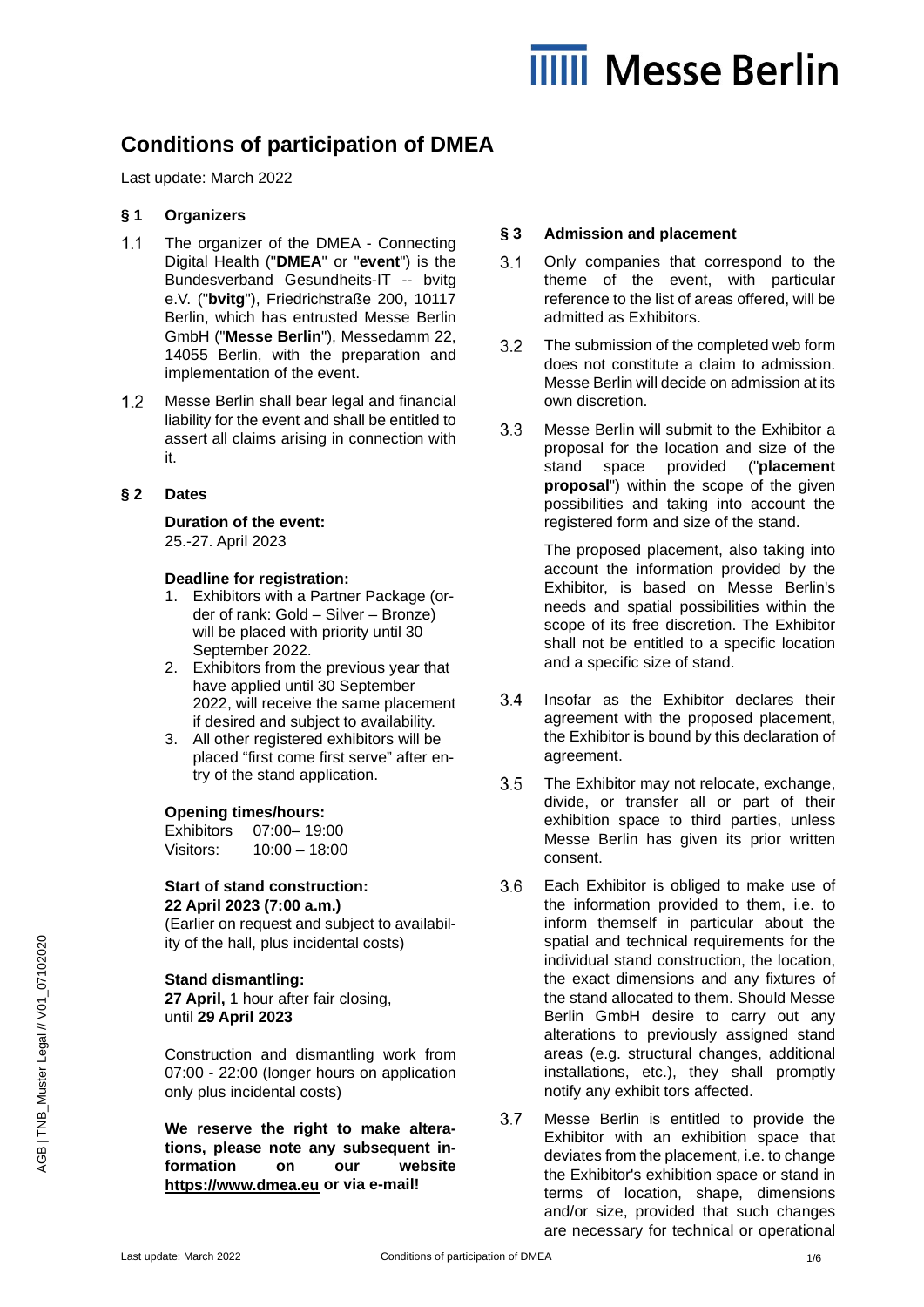# Conditions of participation of DMEA

Last update: March 2022

## § 1 Organizers

1.1 The organizer of the DMEA - Connecting Digital Health ("**DMEA**" or "**event**") is the Bundesverband Gesundheits-IT -- bvitg e.V. ("**bvitg**"), Friedrichstraße 200, 10117 Berlin, which has entrusted Messe Berlin GmbH ("**Messe Berlin**"), Messedamm 22, 14055 Berlin, with the preparation and implementation of the event.

1.2 Messe Berlin shall bear legal and financial liability for the event and shall be entitled to assert all claims arising in connection with it.

## § 2 Dates

**Duration of the event:**
25.-27. April 2023

**Deadline for registration:**

1. Exhibitors with a Partner Package (order of rank: Gold – Silver – Bronze) will be placed with priority until 30 September 2022.
2. Exhibitors from the previous year that have applied until 30 September 2022, will receive the same placement if desired and subject to availability.
3. All other registered exhibitors will be placed "first come first serve" after entry of the stand application.

**Opening times/hours:**

Exhibitors 07:00– 19:00
Visitors: 10:00 – 18:00

**Start of stand construction:**
**22 April 2023 (7:00 a.m.)**
(Earlier on request and subject to availability of the hall, plus incidental costs)

**Stand dismantling:**
**27 April,** 1 hour after fair closing, until **29 April 2023**

Construction and dismantling work from 07:00 - 22:00 (longer hours on application only plus incidental costs)

**We reserve the right to make alterations, please note any subsequent information on our website https://www.dmea.eu or via e-mail!**

## § 3 Admission and placement

3.1 Only companies that correspond to the theme of the event, with particular reference to the list of areas offered, will be admitted as Exhibitors.

3.2 The submission of the completed web form does not constitute a claim to admission. Messe Berlin will decide on admission at its own discretion.

3.3 Messe Berlin will submit to the Exhibitor a proposal for the location and size of the stand space provided ("**placement proposal**") within the scope of the given possibilities and taking into account the registered form and size of the stand.

The proposed placement, also taking into account the information provided by the Exhibitor, is based on Messe Berlin's needs and spatial possibilities within the scope of its free discretion. The Exhibitor shall not be entitled to a specific location and a specific size of stand.

3.4 Insofar as the Exhibitor declares their agreement with the proposed placement, the Exhibitor is bound by this declaration of agreement.

3.5 The Exhibitor may not relocate, exchange, divide, or transfer all or part of their exhibition space to third parties, unless Messe Berlin has given its prior written consent.

3.6 Each Exhibitor is obliged to make use of the information provided to them, i.e. to inform themself in particular about the spatial and technical requirements for the individual stand construction, the location, the exact dimensions and any fixtures of the stand allocated to them. Should Messe Berlin GmbH desire to carry out any alterations to previously assigned stand areas (e.g. structural changes, additional installations, etc.), they shall promptly notify any exhibit tors affected.

3.7 Messe Berlin is entitled to provide the Exhibitor with an exhibition space that deviates from the placement, i.e. to change the Exhibitor's exhibition space or stand in terms of location, shape, dimensions and/or size, provided that such changes are necessary for technical or operational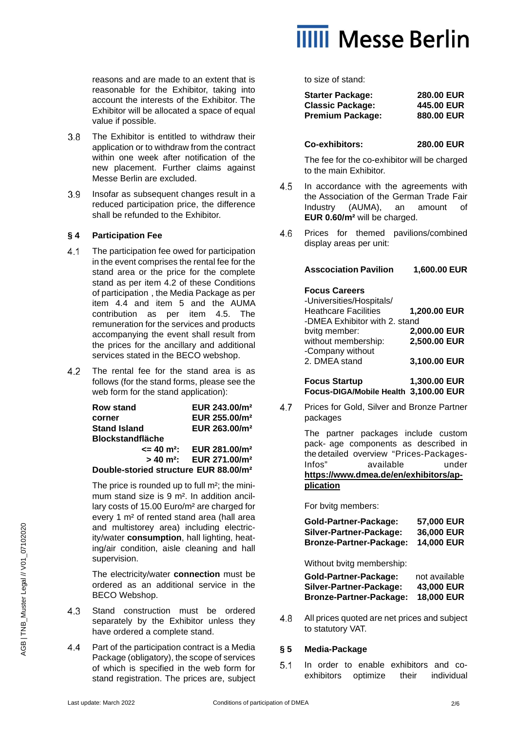reasons and are made to an extent that is reasonable for the Exhibitor, taking into account the interests of the Exhibitor. The Exhibitor will be allocated a space of equal value if possible.

3.8 The Exhibitor is entitled to withdraw their application or to withdraw from the contract within one week after notification of the new placement. Further claims against Messe Berlin are excluded.

3.9 Insofar as subsequent changes result in a reduced participation price, the difference shall be refunded to the Exhibitor.

## § 4 Participation Fee

4.1 The participation fee owed for participation in the event comprises the rental fee for the stand area or the price for the complete stand as per item 4.2 of these Conditions of participation , the Media Package as per item 4.4 and item 5 and the AUMA contribution as per item 4.5. The remuneration for the services and products accompanying the event shall result from the prices for the ancillary and additional services stated in the BECO webshop.

4.2 The rental fee for the stand area is as follows (for the stand forms, please see the web form for the stand application):

| | |
|---|---|
| **Row stand** | **EUR 243.00/m²** |
| **corner** | **EUR 255.00/m²** |
| **Stand Island** | **EUR 263.00/m²** |
| **Blockstandfläche** | |
| **<= 40 m²:** | **EUR 281.00/m²** |
| **> 40 m²:** | **EUR 271.00/m²** |
| **Double-storied structure** | **EUR 88.00/m²** |

The price is rounded up to full m²; the minimum stand size is 9 m². In addition ancillary costs of 15.00 Euro/m² are charged for every 1 m² of rented stand area (hall area and multistorey area) including electricity/water **consumption**, hall lighting, heating/air condition, aisle cleaning and hall supervision.

The electricity/water **connection** must be ordered as an additional service in the BECO Webshop.

4.3 Stand construction must be ordered separately by the Exhibitor unless they have ordered a complete stand.

4.4 Part of the participation contract is a Media Package (obligatory), the scope of services of which is specified in the web form for stand registration. The prices are, subject to size of stand:

| | |
|---|---|
| **Starter Package:** | **280.00 EUR** |
| **Classic Package:** | **445.00 EUR** |
| **Premium Package:** | **880.00 EUR** |

| | |
|---|---|
| **Co-exhibitors:** | **280.00 EUR** |

The fee for the co-exhibitor will be charged to the main Exhibitor.

4.5 In accordance with the agreements with the Association of the German Trade Fair Industry (AUMA), an amount of **EUR 0.60/m²** will be charged.

4.6 Prices for themed pavilions/combined display areas per unit:

| | |
|---|---|
| **Asscociation Pavilion** | **1,600.00 EUR** |
| **Focus Careers** | |
| -Universities/Hospitals/ Heathcare Facilities | **1,200.00 EUR** |
| -DMEA Exhibitor with 2. stand | |
| bvitg member: | **2,000.00 EUR** |
| without membership: | **2,500.00 EUR** |
| -Company without 2. DMEA stand | **3,100.00 EUR** |
| **Focus Startup** | **1,300.00 EUR** |
| **Focus-DIGA/Mobile Health** | **3,100.00 EUR** |

4.7 Prices for Gold, Silver and Bronze Partner packages

The partner packages include custom pack- age components as described in the detailed overview "Prices-Packages-Infos" available under **https://www.dmea.de/en/exhibitors/application**

For bvitg members:

| | |
|---|---|
| **Gold-Partner-Package:** | **57,000 EUR** |
| **Silver-Partner-Package:** | **36,000 EUR** |
| **Bronze-Partner-Package:** | **14,000 EUR** |

Without bvitg membership:

| | |
|---|---|
| **Gold-Partner-Package:** | not available |
| **Silver-Partner-Package:** | **43,000 EUR** |
| **Bronze-Partner-Package:** | **18,000 EUR** |

4.8 All prices quoted are net prices and subject to statutory VAT.

## § 5 Media-Package

5.1 In order to enable exhibitors and co-exhibitors optimize their individual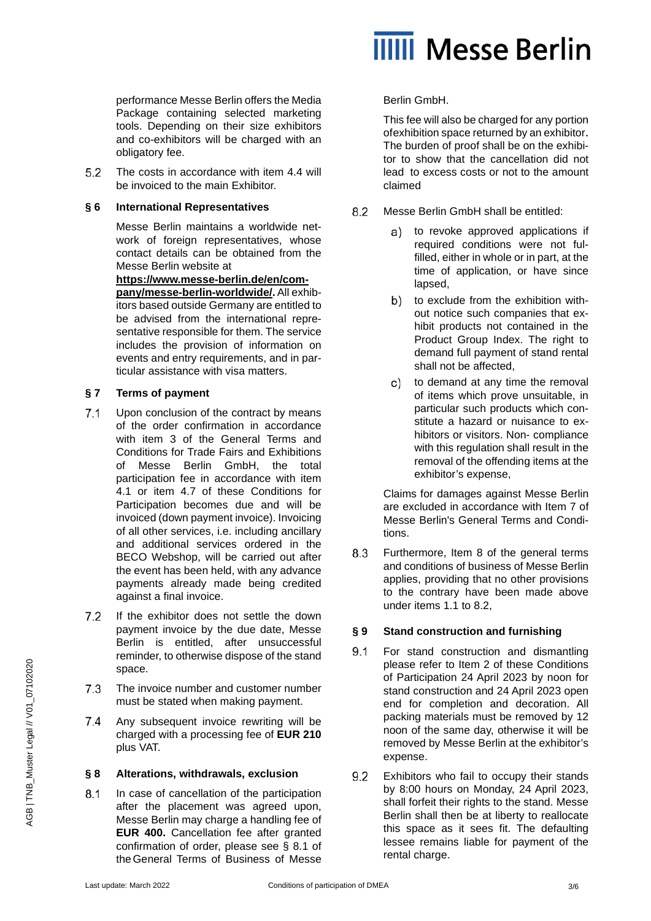performance Messe Berlin offers the Media Package containing selected marketing tools. Depending on their size exhibitors and co-exhibitors will be charged with an obligatory fee.

5.2 The costs in accordance with item 4.4 will be invoiced to the main Exhibitor.

## § 6 International Representatives

Messe Berlin maintains a worldwide network of foreign representatives, whose contact details can be obtained from the Messe Berlin website at **https://www.messe-berlin.de/en/company/messe-berlin-worldwide/.** All exhibitors based outside Germany are entitled to be advised from the international representative responsible for them. The service includes the provision of information on events and entry requirements, and in particular assistance with visa matters.

## § 7 Terms of payment

7.1 Upon conclusion of the contract by means of the order confirmation in accordance with item 3 of the General Terms and Conditions for Trade Fairs and Exhibitions of Messe Berlin GmbH, the total participation fee in accordance with item 4.1 or item 4.7 of these Conditions for Participation becomes due and will be invoiced (down payment invoice). Invoicing of all other services, i.e. including ancillary and additional services ordered in the BECO Webshop, will be carried out after the event has been held, with any advance payments already made being credited against a final invoice.

7.2 If the exhibitor does not settle the down payment invoice by the due date, Messe Berlin is entitled, after unsuccessful reminder, to otherwise dispose of the stand space.

7.3 The invoice number and customer number must be stated when making payment.

7.4 Any subsequent invoice rewriting will be charged with a processing fee of **EUR 210** plus VAT.

## § 8 Alterations, withdrawals, exclusion

8.1 In case of cancellation of the participation after the placement was agreed upon, Messe Berlin may charge a handling fee of **EUR 400.** Cancellation fee after granted confirmation of order, please see § 8.1 of the General Terms of Business of Messe Berlin GmbH.

This fee will also be charged for any portion ofexhibition space returned by an exhibitor. The burden of proof shall be on the exhibitor to show that the cancellation did not lead to excess costs or not to the amount claimed

8.2 Messe Berlin GmbH shall be entitled:

a) to revoke approved applications if required conditions were not fulfilled, either in whole or in part, at the time of application, or have since lapsed,

b) to exclude from the exhibition without notice such companies that exhibit products not contained in the Product Group Index. The right to demand full payment of stand rental shall not be affected,

c) to demand at any time the removal of items which prove unsuitable, in particular such products which constitute a hazard or nuisance to exhibitors or visitors. Non- compliance with this regulation shall result in the removal of the offending items at the exhibitor's expense,

Claims for damages against Messe Berlin are excluded in accordance with Item 7 of Messe Berlin's General Terms and Conditions.

8.3 Furthermore, Item 8 of the general terms and conditions of business of Messe Berlin applies, providing that no other provisions to the contrary have been made above under items 1.1 to 8.2,

## § 9 Stand construction and furnishing

9.1 For stand construction and dismantling please refer to Item 2 of these Conditions of Participation 24 April 2023 by noon for stand construction and 24 April 2023 open end for completion and decoration. All packing materials must be removed by 12 noon of the same day, otherwise it will be removed by Messe Berlin at the exhibitor's expense.

9.2 Exhibitors who fail to occupy their stands by 8:00 hours on Monday, 24 April 2023, shall forfeit their rights to the stand. Messe Berlin shall then be at liberty to reallocate this space as it sees fit. The defaulting lessee remains liable for payment of the rental charge.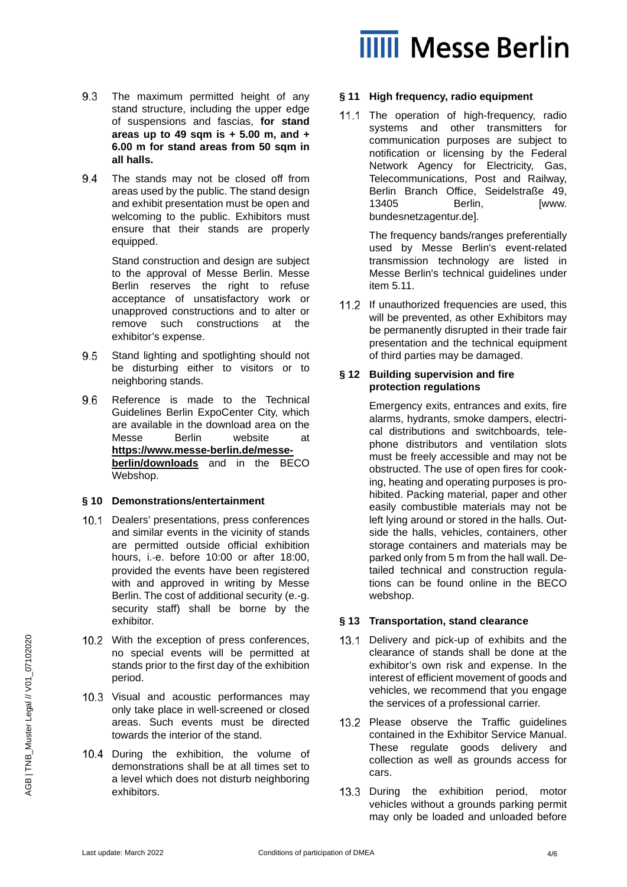9.3 The maximum permitted height of any stand structure, including the upper edge of suspensions and fascias, **for stand areas up to 49 sqm is + 5.00 m, and + 6.00 m for stand areas from 50 sqm in all halls.**

9.4 The stands may not be closed off from areas used by the public. The stand design and exhibit presentation must be open and welcoming to the public. Exhibitors must ensure that their stands are properly equipped.

Stand construction and design are subject to the approval of Messe Berlin. Messe Berlin reserves the right to refuse acceptance of unsatisfactory work or unapproved constructions and to alter or remove such constructions at the exhibitor's expense.

9.5 Stand lighting and spotlighting should not be disturbing either to visitors or to neighboring stands.

9.6 Reference is made to the Technical Guidelines Berlin ExpoCenter City, which are available in the download area on the Messe Berlin website at **https://www.messe-berlin.de/messe-berlin/downloads** and in the BECO Webshop.

## § 10 Demonstrations/entertainment

10.1 Dealers' presentations, press conferences and similar events in the vicinity of stands are permitted outside official exhibition hours, i.-e. before 10:00 or after 18:00, provided the events have been registered with and approved in writing by Messe Berlin. The cost of additional security (e.-g. security staff) shall be borne by the exhibitor.

10.2 With the exception of press conferences, no special events will be permitted at stands prior to the first day of the exhibition period.

10.3 Visual and acoustic performances may only take place in well-screened or closed areas. Such events must be directed towards the interior of the stand.

10.4 During the exhibition, the volume of demonstrations shall be at all times set to a level which does not disturb neighboring exhibitors.

## § 11 High frequency, radio equipment

11.1 The operation of high-frequency, radio systems and other transmitters for communication purposes are subject to notification or licensing by the Federal Network Agency for Electricity, Gas, Telecommunications, Post and Railway, Berlin Branch Office, Seidelstraße 49, 13405 Berlin, [www. bundesnetzagentur.de].

The frequency bands/ranges preferentially used by Messe Berlin's event-related transmission technology are listed in Messe Berlin's technical guidelines under item 5.11.

11.2 If unauthorized frequencies are used, this will be prevented, as other Exhibitors may be permanently disrupted in their trade fair presentation and the technical equipment of third parties may be damaged.

## § 12 Building supervision and fire protection regulations

Emergency exits, entrances and exits, fire alarms, hydrants, smoke dampers, electrical distributions and switchboards, telephone distributors and ventilation slots must be freely accessible and may not be obstructed. The use of open fires for cooking, heating and operating purposes is prohibited. Packing material, paper and other easily combustible materials may not be left lying around or stored in the halls. Outside the halls, vehicles, containers, other storage containers and materials may be parked only from 5 m from the hall wall. Detailed technical and construction regulations can be found online in the BECO webshop.

## § 13 Transportation, stand clearance

13.1 Delivery and pick-up of exhibits and the clearance of stands shall be done at the exhibitor's own risk and expense. In the interest of efficient movement of goods and vehicles, we recommend that you engage the services of a professional carrier.

13.2 Please observe the Traffic guidelines contained in the Exhibitor Service Manual. These regulate goods delivery and collection as well as grounds access for cars.

13.3 During the exhibition period, motor vehicles without a grounds parking permit may only be loaded and unloaded before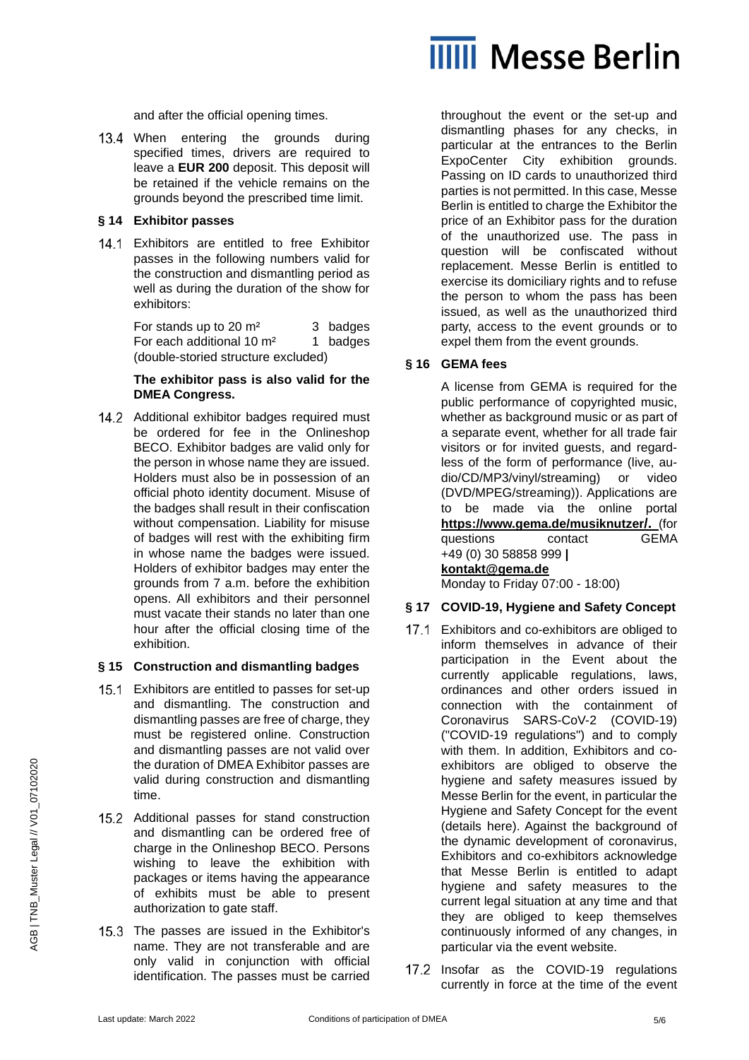and after the official opening times.

13.4 When entering the grounds during specified times, drivers are required to leave a **EUR 200** deposit. This deposit will be retained if the vehicle remains on the grounds beyond the prescribed time limit.

### § 14 Exhibitor passes

14.1 Exhibitors are entitled to free Exhibitor passes in the following numbers valid for the construction and dismantling period as well as during the duration of the show for exhibitors:

| | |
|---|---|
| For stands up to 20 m² | 3 badges |
| For each additional 10 m² | 1 badges |

(double-storied structure excluded)

**The exhibitor pass is also valid for the DMEA Congress.**

14.2 Additional exhibitor badges required must be ordered for fee in the Onlineshop BECO. Exhibitor badges are valid only for the person in whose name they are issued. Holders must also be in possession of an official photo identity document. Misuse of the badges shall result in their confiscation without compensation. Liability for misuse of badges will rest with the exhibiting firm in whose name the badges were issued. Holders of exhibitor badges may enter the grounds from 7 a.m. before the exhibition opens. All exhibitors and their personnel must vacate their stands no later than one hour after the official closing time of the exhibition.

### § 15 Construction and dismantling badges

15.1 Exhibitors are entitled to passes for set-up and dismantling. The construction and dismantling passes are free of charge, they must be registered online. Construction and dismantling passes are not valid over the duration of DMEA Exhibitor passes are valid during construction and dismantling time.

15.2 Additional passes for stand construction and dismantling can be ordered free of charge in the Onlineshop BECO. Persons wishing to leave the exhibition with packages or items having the appearance of exhibits must be able to present authorization to gate staff.

15.3 The passes are issued in the Exhibitor's name. They are not transferable and are only valid in conjunction with official identification. The passes must be carried throughout the event or the set-up and dismantling phases for any checks, in particular at the entrances to the Berlin ExpoCenter City exhibition grounds. Passing on ID cards to unauthorized third parties is not permitted. In this case, Messe Berlin is entitled to charge the Exhibitor the price of an Exhibitor pass for the duration of the unauthorized use. The pass in question will be confiscated without replacement. Messe Berlin is entitled to exercise its domiciliary rights and to refuse the person to whom the pass has been issued, as well as the unauthorized third party, access to the event grounds or to expel them from the event grounds.

### § 16 GEMA fees

A license from GEMA is required for the public performance of copyrighted music, whether as background music or as part of a separate event, whether for all trade fair visitors or for invited guests, and regardless of the form of performance (live, audio/CD/MP3/vinyl/streaming) or video (DVD/MPEG/streaming)). Applications are to be made via the online portal **https://www.gema.de/musiknutzer/.** (for questions contact GEMA +49 (0) 30 58858 999 **|** **kontakt@gema.de**
Monday to Friday 07:00 - 18:00)

### § 17 COVID-19, Hygiene and Safety Concept

17.1 Exhibitors and co-exhibitors are obliged to inform themselves in advance of their participation in the Event about the currently applicable regulations, laws, ordinances and other orders issued in connection with the containment of Coronavirus SARS-CoV-2 (COVID-19) ("COVID-19 regulations") and to comply with them. In addition, Exhibitors and co-exhibitors are obliged to observe the hygiene and safety measures issued by Messe Berlin for the event, in particular the Hygiene and Safety Concept for the event (details here). Against the background of the dynamic development of coronavirus, Exhibitors and co-exhibitors acknowledge that Messe Berlin is entitled to adapt hygiene and safety measures to the current legal situation at any time and that they are obliged to keep themselves continuously informed of any changes, in particular via the event website.

17.2 Insofar as the COVID-19 regulations currently in force at the time of the event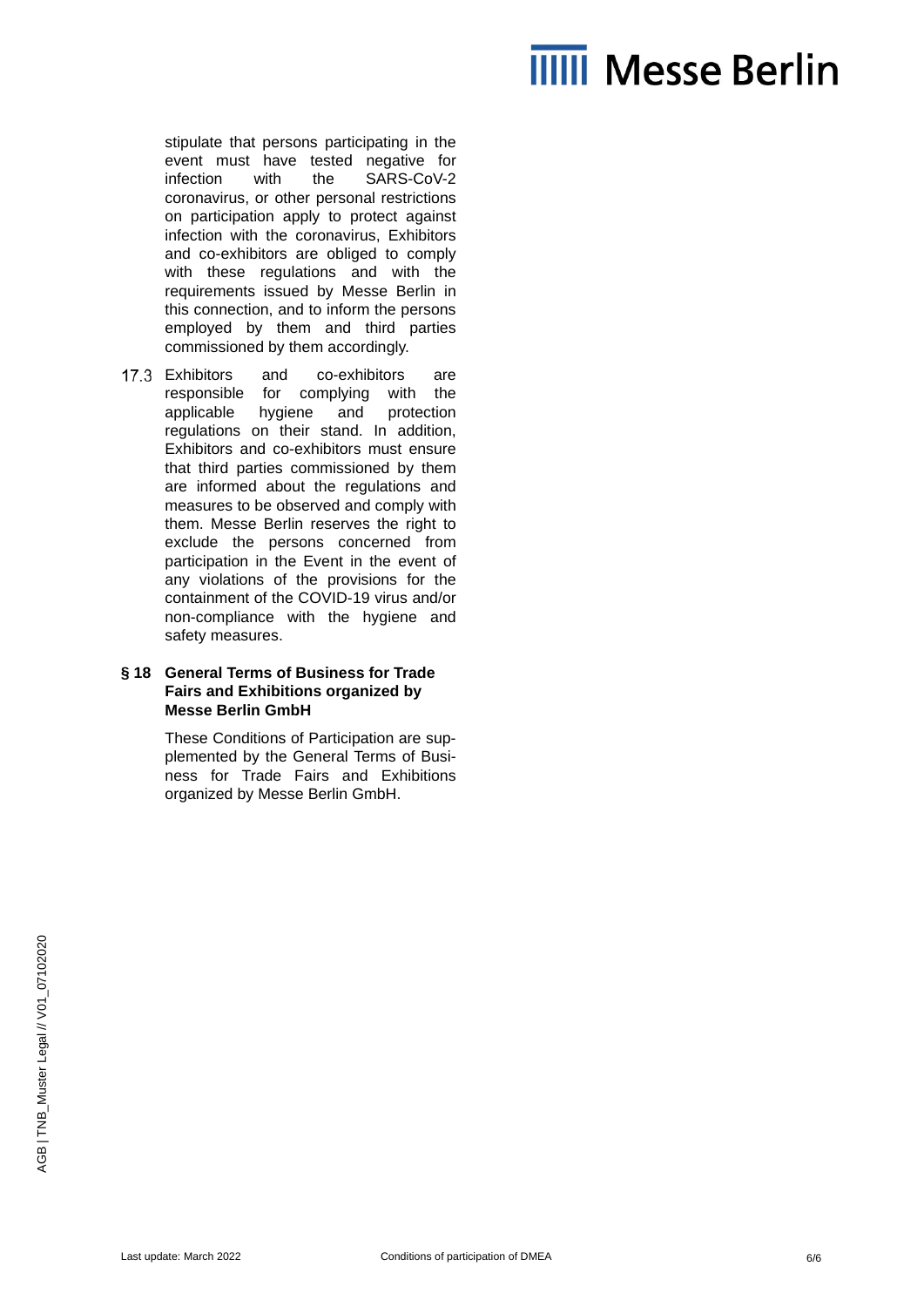stipulate that persons participating in the event must have tested negative for infection with the SARS-CoV-2 coronavirus, or other personal restrictions on participation apply to protect against infection with the coronavirus, Exhibitors and co-exhibitors are obliged to comply with these regulations and with the requirements issued by Messe Berlin in this connection, and to inform the persons employed by them and third parties commissioned by them accordingly.

17.3 Exhibitors and co-exhibitors are responsible for complying with the applicable hygiene and protection regulations on their stand. In addition, Exhibitors and co-exhibitors must ensure that third parties commissioned by them are informed about the regulations and measures to be observed and comply with them. Messe Berlin reserves the right to exclude the persons concerned from participation in the Event in the event of any violations of the provisions for the containment of the COVID-19 virus and/or non-compliance with the hygiene and safety measures.

## § 18 General Terms of Business for Trade Fairs and Exhibitions organized by Messe Berlin GmbH

These Conditions of Participation are supplemented by the General Terms of Business for Trade Fairs and Exhibitions organized by Messe Berlin GmbH.